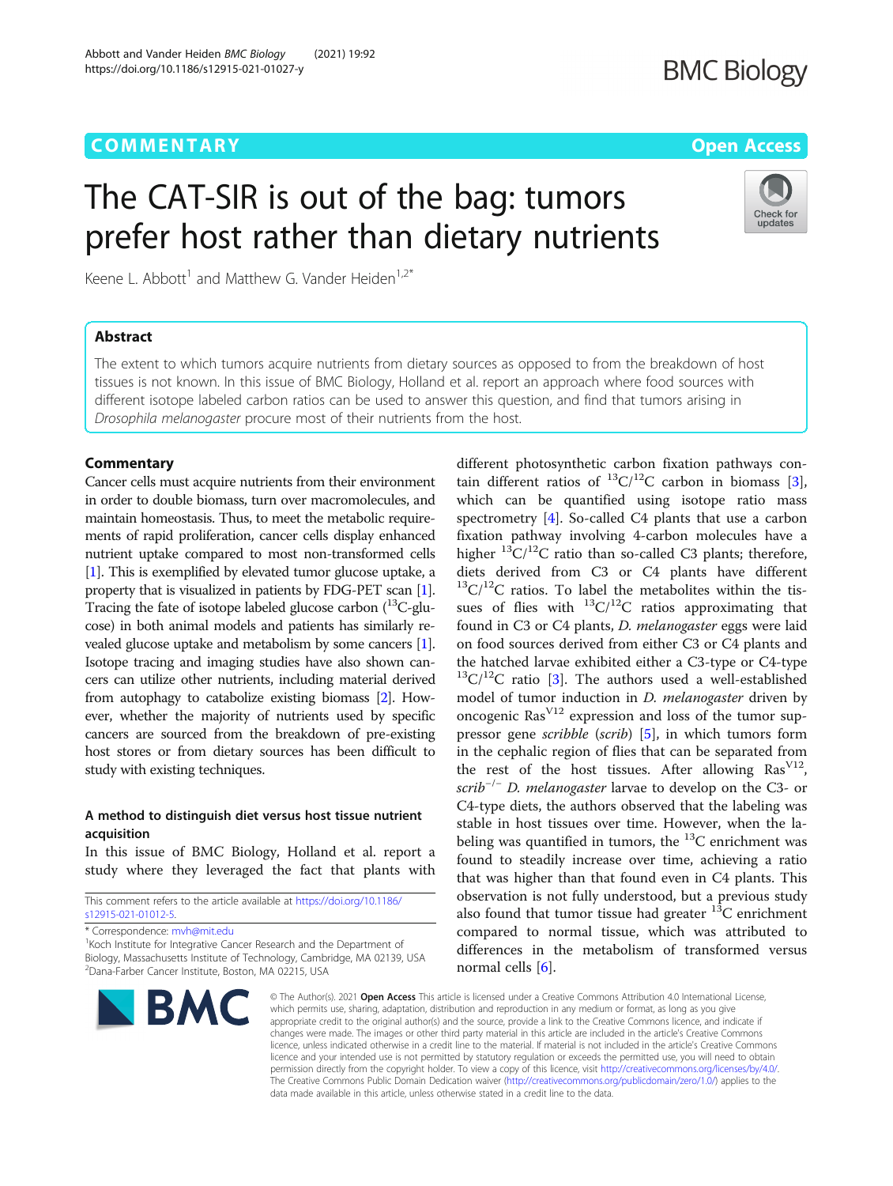COMMENTARY

Open Access

# The CAT-SIR is out of the bag: tumors prefer host rather than dietary nutrients

Keene L. Abbott[1] and Matthew G. Vander Heiden[1,2*]

## Abstract

The extent to which tumors acquire nutrients from dietary sources as opposed to from the breakdown of host tissues is not known. In this issue of BMC Biology, Holland et al. report an approach where food sources with different isotope labeled carbon ratios can be used to answer this question, and find that tumors arising in *Drosophila melanogaster* procure most of their nutrients from the host.

## Commentary

Cancer cells must acquire nutrients from their environment in order to double biomass, turn over macromolecules, and maintain homeostasis. Thus, to meet the metabolic requirements of rapid proliferation, cancer cells display enhanced nutrient uptake compared to most non-transformed cells [1]. This is exemplified by elevated tumor glucose uptake, a property that is visualized in patients by FDG-PET scan [1]. Tracing the fate of isotope labeled glucose carbon ($^{13}$C-glucose) in both animal models and patients has similarly revealed glucose uptake and metabolism by some cancers [1]. Isotope tracing and imaging studies have also shown cancers can utilize other nutrients, including material derived from autophagy to catabolize existing biomass [2]. However, whether the majority of nutrients used by specific cancers are sourced from the breakdown of pre-existing host stores or from dietary sources has been difficult to study with existing techniques.

### A method to distinguish diet versus host tissue nutrient acquisition

In this issue of BMC Biology, Holland et al. report a study where they leveraged the fact that plants with different photosynthetic carbon fixation pathways contain different ratios of $^{13}$C/$^{12}$C carbon in biomass [3], which can be quantified using isotope ratio mass spectrometry [4]. So-called C4 plants that use a carbon fixation pathway involving 4-carbon molecules have a higher $^{13}$C/$^{12}$C ratio than so-called C3 plants; therefore, diets derived from C3 or C4 plants have different $^{13}$C/$^{12}$C ratios. To label the metabolites within the tissues of flies with $^{13}$C/$^{12}$C ratios approximating that found in C3 or C4 plants, *D. melanogaster* eggs were laid on food sources derived from either C3 or C4 plants and the hatched larvae exhibited either a C3-type or C4-type $^{13}$C/$^{12}$C ratio [3]. The authors used a well-established model of tumor induction in *D. melanogaster* driven by oncogenic Ras$^{V12}$ expression and loss of the tumor suppressor gene *scribble* (*scrib*) [5], in which tumors form in the cephalic region of flies that can be separated from the rest of the host tissues. After allowing Ras$^{V12}$, *scrib*$^{-/-}$ *D. melanogaster* larvae to develop on the C3- or C4-type diets, the authors observed that the labeling was stable in host tissues over time. However, when the labeling was quantified in tumors, the $^{13}$C enrichment was found to steadily increase over time, achieving a ratio that was higher than that found even in C4 plants. This observation is not fully understood, but a previous study also found that tumor tissue had greater $^{13}$C enrichment compared to normal tissue, which was attributed to differences in the metabolism of transformed versus normal cells [6].

This comment refers to the article available at https://doi.org/10.1186/s12915-021-01012-5.

* Correspondence: mvh@mit.edu
[1]Koch Institute for Integrative Cancer Research and the Department of Biology, Massachusetts Institute of Technology, Cambridge, MA 02139, USA
[2]Dana-Farber Cancer Institute, Boston, MA 02215, USA

© The Author(s). 2021 **Open Access** This article is licensed under a Creative Commons Attribution 4.0 International License, which permits use, sharing, adaptation, distribution and reproduction in any medium or format, as long as you give appropriate credit to the original author(s) and the source, provide a link to the Creative Commons licence, and indicate if changes were made. The images or other third party material in this article are included in the article's Creative Commons licence, unless indicated otherwise in a credit line to the material. If material is not included in the article's Creative Commons licence and your intended use is not permitted by statutory regulation or exceeds the permitted use, you will need to obtain permission directly from the copyright holder. To view a copy of this licence, visit http://creativecommons.org/licenses/by/4.0/. The Creative Commons Public Domain Dedication waiver (http://creativecommons.org/publicdomain/zero/1.0/) applies to the data made available in this article, unless otherwise stated in a credit line to the data.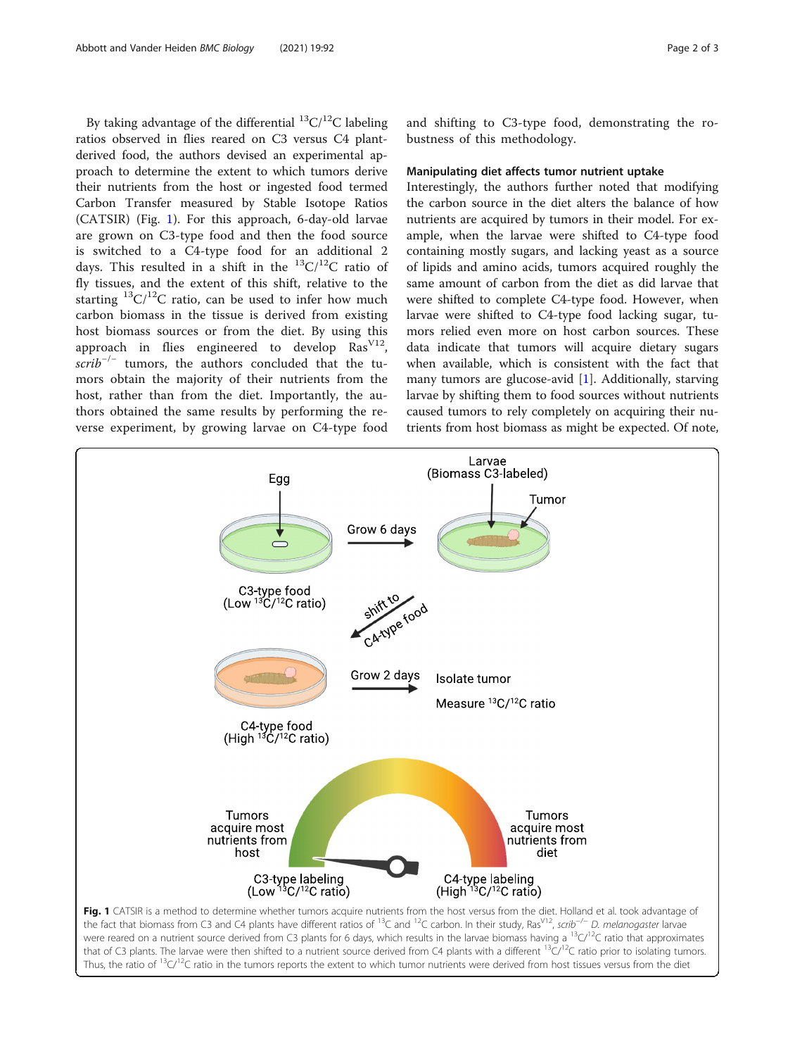By taking advantage of the differential $^{13}C/^{12}C$ labeling ratios observed in flies reared on C3 versus C4 plant-derived food, the authors devised an experimental approach to determine the extent to which tumors derive their nutrients from the host or ingested food termed Carbon Transfer measured by Stable Isotope Ratios (CATSIR) (Fig. 1). For this approach, 6-day-old larvae are grown on C3-type food and then the food source is switched to a C4-type food for an additional 2 days. This resulted in a shift in the $^{13}C/^{12}C$ ratio of fly tissues, and the extent of this shift, relative to the starting $^{13}C/^{12}C$ ratio, can be used to infer how much carbon biomass in the tissue is derived from existing host biomass sources or from the diet. By using this approach in flies engineered to develop $Ras^{V12}$, $scrib^{-/-}$ tumors, the authors concluded that the tumors obtain the majority of their nutrients from the host, rather than from the diet. Importantly, the authors obtained the same results by performing the reverse experiment, by growing larvae on C4-type food and shifting to C3-type food, demonstrating the robustness of this methodology.

### Manipulating diet affects tumor nutrient uptake

Interestingly, the authors further noted that modifying the carbon source in the diet alters the balance of how nutrients are acquired by tumors in their model. For example, when the larvae were shifted to C4-type food containing mostly sugars, and lacking yeast as a source of lipids and amino acids, tumors acquired roughly the same amount of carbon from the diet as did larvae that were shifted to complete C4-type food. However, when larvae were shifted to C4-type food lacking sugar, tumors relied even more on host carbon sources. These data indicate that tumors will acquire dietary sugars when available, which is consistent with the fact that many tumors are glucose-avid [1]. Additionally, starving larvae by shifting them to food sources without nutrients caused tumors to rely completely on acquiring their nutrients from host biomass as might be expected. Of note,

**Fig. 1** CATSIR is a method to determine whether tumors acquire nutrients from the host versus from the diet. Holland et al. took advantage of the fact that biomass from C3 and C4 plants have different ratios of $^{13}C$ and $^{12}C$ carbon. In their study, $Ras^{V12}$, $scrib^{-/-}$ *D. melanogaster* larvae were reared on a nutrient source derived from C3 plants for 6 days, which results in the larvae biomass having a $^{13}C/^{12}C$ ratio that approximates that of C3 plants. The larvae were then shifted to a nutrient source derived from C4 plants with a different $^{13}C/^{12}C$ ratio prior to isolating tumors. Thus, the ratio of $^{13}C/^{12}C$ ratio in the tumors reports the extent to which tumor nutrients were derived from host tissues versus from the diet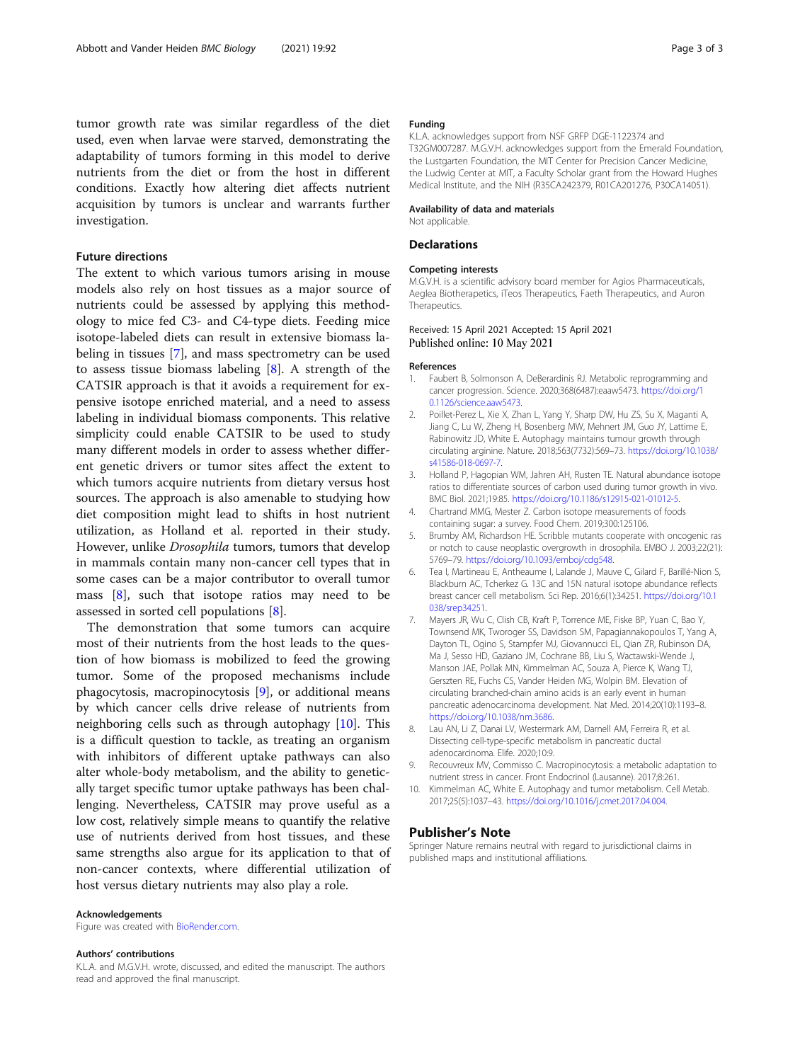tumor growth rate was similar regardless of the diet used, even when larvae were starved, demonstrating the adaptability of tumors forming in this model to derive nutrients from the diet or from the host in different conditions. Exactly how altering diet affects nutrient acquisition by tumors is unclear and warrants further investigation.

## Future directions

The extent to which various tumors arising in mouse models also rely on host tissues as a major source of nutrients could be assessed by applying this methodology to mice fed C3- and C4-type diets. Feeding mice isotope-labeled diets can result in extensive biomass labeling in tissues [7], and mass spectrometry can be used to assess tissue biomass labeling [8]. A strength of the CATSIR approach is that it avoids a requirement for expensive isotope enriched material, and a need to assess labeling in individual biomass components. This relative simplicity could enable CATSIR to be used to study many different models in order to assess whether different genetic drivers or tumor sites affect the extent to which tumors acquire nutrients from dietary versus host sources. The approach is also amenable to studying how diet composition might lead to shifts in host nutrient utilization, as Holland et al. reported in their study. However, unlike *Drosophila* tumors, tumors that develop in mammals contain many non-cancer cell types that in some cases can be a major contributor to overall tumor mass [8], such that isotope ratios may need to be assessed in sorted cell populations [8].

The demonstration that some tumors can acquire most of their nutrients from the host leads to the question of how biomass is mobilized to feed the growing tumor. Some of the proposed mechanisms include phagocytosis, macropinocytosis [9], or additional means by which cancer cells drive release of nutrients from neighboring cells such as through autophagy [10]. This is a difficult question to tackle, as treating an organism with inhibitors of different uptake pathways can also alter whole-body metabolism, and the ability to genetically target specific tumor uptake pathways has been challenging. Nevertheless, CATSIR may prove useful as a low cost, relatively simple means to quantify the relative use of nutrients derived from host tissues, and these same strengths also argue for its application to that of non-cancer contexts, where differential utilization of host versus dietary nutrients may also play a role.

#### Acknowledgements

Figure was created with BioRender.com.

#### Authors' contributions

K.L.A. and M.G.V.H. wrote, discussed, and edited the manuscript. The authors read and approved the final manuscript.

#### Funding

K.L.A. acknowledges support from NSF GRFP DGE-1122374 and T32GM007287. M.G.V.H. acknowledges support from the Emerald Foundation, the Lustgarten Foundation, the MIT Center for Precision Cancer Medicine, the Ludwig Center at MIT, a Faculty Scholar grant from the Howard Hughes Medical Institute, and the NIH (R35CA242379, R01CA201276, P30CA14051).

#### Availability of data and materials

Not applicable.

## Declarations

#### Competing interests

M.G.V.H. is a scientific advisory board member for Agios Pharmaceuticals, Aeglea Biotherapetics, iTeos Therapeutics, Faeth Therapeutics, and Auron Therapeutics.

Received: 15 April 2021 Accepted: 15 April 2021
Published online: 10 May 2021

#### References

1. Faubert B, Solmonson A, DeBerardinis RJ. Metabolic reprogramming and cancer progression. Science. 2020;368(6487):eaaw5473. https://doi.org/10.1126/science.aaw5473.
2. Poillet-Perez L, Xie X, Zhan L, Yang Y, Sharp DW, Hu ZS, Su X, Maganti A, Jiang C, Lu W, Zheng H, Bosenberg MW, Mehnert JM, Guo JY, Lattime E, Rabinowitz JD, White E. Autophagy maintains tumour growth through circulating arginine. Nature. 2018;563(7732):569–73. https://doi.org/10.1038/s41586-018-0697-7.
3. Holland P, Hagopian WM, Jahren AH, Rusten TE. Natural abundance isotope ratios to differentiate sources of carbon used during tumor growth in vivo. BMC Biol. 2021;19:85. https://doi.org/10.1186/s12915-021-01012-5.
4. Chartrand MMG, Mester Z. Carbon isotope measurements of foods containing sugar: a survey. Food Chem. 2019;300:125106.
5. Brumby AM, Richardson HE. Scribble mutants cooperate with oncogenic ras or notch to cause neoplastic overgrowth in drosophila. EMBO J. 2003;22(21):5769–79. https://doi.org/10.1093/emboj/cdg548.
6. Tea I, Martineau E, Antheaume I, Lalande J, Mauve C, Gilard F, Barillé-Nion S, Blackburn AC, Tcherkez G. 13C and 15N natural isotope abundance reflects breast cancer cell metabolism. Sci Rep. 2016;6(1):34251. https://doi.org/10.1038/srep34251.
7. Mayers JR, Wu C, Clish CB, Kraft P, Torrence ME, Fiske BP, Yuan C, Bao Y, Townsend MK, Tworoger SS, Davidson SM, Papagiannakopoulos T, Yang A, Dayton TL, Ogino S, Stampfer MJ, Giovannucci EL, Qian ZR, Rubinson DA, Ma J, Sesso HD, Gaziano JM, Cochrane BB, Liu S, Wactawski-Wende J, Manson JAE, Pollak MN, Kimmelman AC, Souza A, Pierce K, Wang TJ, Gerszten RE, Fuchs CS, Vander Heiden MG, Wolpin BM. Elevation of circulating branched-chain amino acids is an early event in human pancreatic adenocarcinoma development. Nat Med. 2014;20(10):1193–8. https://doi.org/10.1038/nm.3686.
8. Lau AN, Li Z, Danai LV, Westermark AM, Darnell AM, Ferreira R, et al. Dissecting cell-type-specific metabolism in pancreatic ductal adenocarcinoma. Elife. 2020;10:9.
9. Recouvreux MV, Commisso C. Macropinocytosis: a metabolic adaptation to nutrient stress in cancer. Front Endocrinol (Lausanne). 2017;8:261.
10. Kimmelman AC, White E. Autophagy and tumor metabolism. Cell Metab. 2017;25(5):1037–43. https://doi.org/10.1016/j.cmet.2017.04.004.

## Publisher's Note

Springer Nature remains neutral with regard to jurisdictional claims in published maps and institutional affiliations.